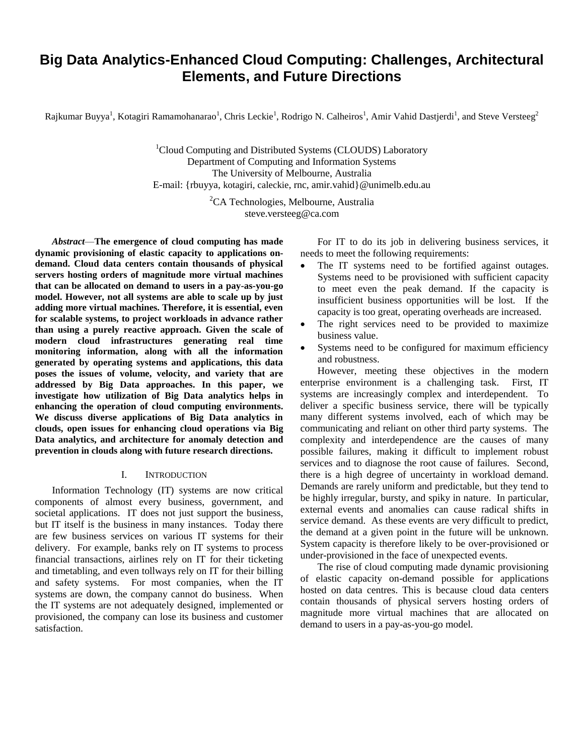# Big Data Analytics-Enhanced Cloud Computing: Challenges, Architectural Elements, and Future Directions

Rajkumar Buyya[1], Kotagiri Ramamohanarao[1], Chris Leckie[1], Rodrigo N. Calheiros[1], Amir Vahid Dastjerdi[1], and Steve Versteeg[2]

[1]Cloud Computing and Distributed Systems (CLOUDS) Laboratory
Department of Computing and Information Systems
The University of Melbourne, Australia
E-mail: {rbuyya, kotagiri, caleckie, rnc, amir.vahid}@unimelb.edu.au

[2]CA Technologies, Melbourne, Australia
steve.versteeg@ca.com

***Abstract*—The emergence of cloud computing has made dynamic provisioning of elastic capacity to applications on-demand. Cloud data centers contain thousands of physical servers hosting orders of magnitude more virtual machines that can be allocated on demand to users in a pay-as-you-go model. However, not all systems are able to scale up by just adding more virtual machines. Therefore, it is essential, even for scalable systems, to project workloads in advance rather than using a purely reactive approach. Given the scale of modern cloud infrastructures generating real time monitoring information, along with all the information generated by operating systems and applications, this data poses the issues of volume, velocity, and variety that are addressed by Big Data approaches. In this paper, we investigate how utilization of Big Data analytics helps in enhancing the operation of cloud computing environments. We discuss diverse applications of Big Data analytics in clouds, open issues for enhancing cloud operations via Big Data analytics, and architecture for anomaly detection and prevention in clouds along with future research directions.**

## I. INTRODUCTION

Information Technology (IT) systems are now critical components of almost every business, government, and societal applications. IT does not just support the business, but IT itself is the business in many instances. Today there are few business services on various IT systems for their delivery. For example, banks rely on IT systems to process financial transactions, airlines rely on IT for their ticketing and timetabling, and even tollways rely on IT for their billing and safety systems. For most companies, when the IT systems are down, the company cannot do business. When the IT systems are not adequately designed, implemented or provisioned, the company can lose its business and customer satisfaction.

For IT to do its job in delivering business services, it needs to meet the following requirements:

- The IT systems need to be fortified against outages. Systems need to be provisioned with sufficient capacity to meet even the peak demand. If the capacity is insufficient business opportunities will be lost. If the capacity is too great, operating overheads are increased.
- The right services need to be provided to maximize business value.
- Systems need to be configured for maximum efficiency and robustness.

However, meeting these objectives in the modern enterprise environment is a challenging task. First, IT systems are increasingly complex and interdependent. To deliver a specific business service, there will be typically many different systems involved, each of which may be communicating and reliant on other third party systems. The complexity and interdependence are the causes of many possible failures, making it difficult to implement robust services and to diagnose the root cause of failures. Second, there is a high degree of uncertainty in workload demand. Demands are rarely uniform and predictable, but they tend to be highly irregular, bursty, and spiky in nature. In particular, external events and anomalies can cause radical shifts in service demand. As these events are very difficult to predict, the demand at a given point in the future will be unknown. System capacity is therefore likely to be over-provisioned or under-provisioned in the face of unexpected events.

The rise of cloud computing made dynamic provisioning of elastic capacity on-demand possible for applications hosted on data centres. This is because cloud data centers contain thousands of physical servers hosting orders of magnitude more virtual machines that are allocated on demand to users in a pay-as-you-go model.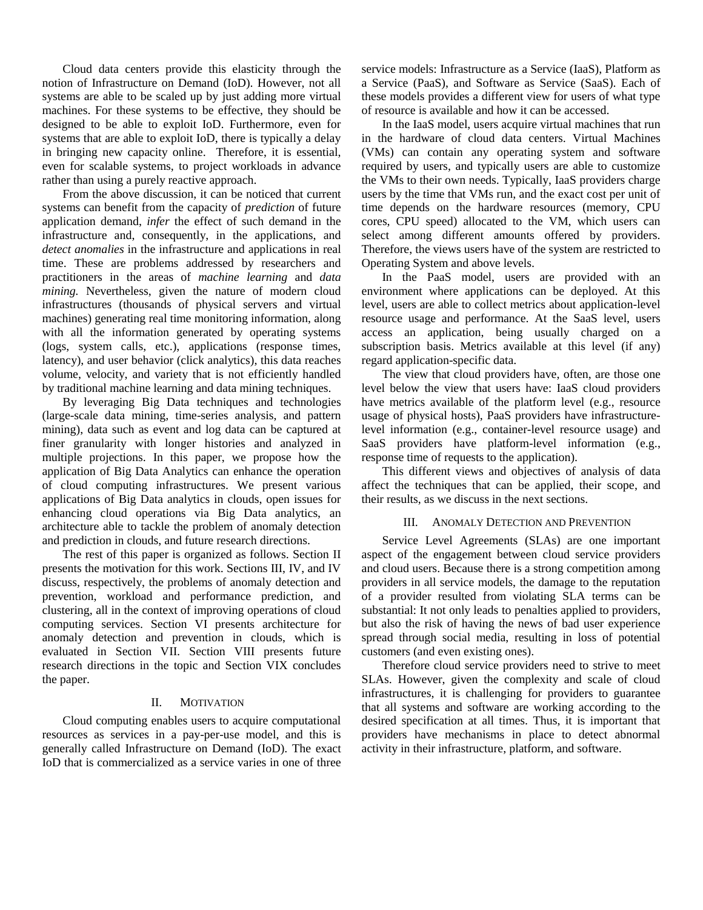Cloud data centers provide this elasticity through the notion of Infrastructure on Demand (IoD). However, not all systems are able to be scaled up by just adding more virtual machines. For these systems to be effective, they should be designed to be able to exploit IoD. Furthermore, even for systems that are able to exploit IoD, there is typically a delay in bringing new capacity online. Therefore, it is essential, even for scalable systems, to project workloads in advance rather than using a purely reactive approach.

From the above discussion, it can be noticed that current systems can benefit from the capacity of *prediction* of future application demand, *infer* the effect of such demand in the infrastructure and, consequently, in the applications, and *detect anomalies* in the infrastructure and applications in real time. These are problems addressed by researchers and practitioners in the areas of *machine learning* and *data mining*. Nevertheless, given the nature of modern cloud infrastructures (thousands of physical servers and virtual machines) generating real time monitoring information, along with all the information generated by operating systems (logs, system calls, etc.), applications (response times, latency), and user behavior (click analytics), this data reaches volume, velocity, and variety that is not efficiently handled by traditional machine learning and data mining techniques.

By leveraging Big Data techniques and technologies (large-scale data mining, time-series analysis, and pattern mining), data such as event and log data can be captured at finer granularity with longer histories and analyzed in multiple projections. In this paper, we propose how the application of Big Data Analytics can enhance the operation of cloud computing infrastructures. We present various applications of Big Data analytics in clouds, open issues for enhancing cloud operations via Big Data analytics, an architecture able to tackle the problem of anomaly detection and prediction in clouds, and future research directions.

The rest of this paper is organized as follows. Section II presents the motivation for this work. Sections III, IV, and IV discuss, respectively, the problems of anomaly detection and prevention, workload and performance prediction, and clustering, all in the context of improving operations of cloud computing services. Section VI presents architecture for anomaly detection and prevention in clouds, which is evaluated in Section VII. Section VIII presents future research directions in the topic and Section VIX concludes the paper.

## II. Motivation

Cloud computing enables users to acquire computational resources as services in a pay-per-use model, and this is generally called Infrastructure on Demand (IoD). The exact IoD that is commercialized as a service varies in one of three service models: Infrastructure as a Service (IaaS), Platform as a Service (PaaS), and Software as Service (SaaS). Each of these models provides a different view for users of what type of resource is available and how it can be accessed.

In the IaaS model, users acquire virtual machines that run in the hardware of cloud data centers. Virtual Machines (VMs) can contain any operating system and software required by users, and typically users are able to customize the VMs to their own needs. Typically, IaaS providers charge users by the time that VMs run, and the exact cost per unit of time depends on the hardware resources (memory, CPU cores, CPU speed) allocated to the VM, which users can select among different amounts offered by providers. Therefore, the views users have of the system are restricted to Operating System and above levels.

In the PaaS model, users are provided with an environment where applications can be deployed. At this level, users are able to collect metrics about application-level resource usage and performance. At the SaaS level, users access an application, being usually charged on a subscription basis. Metrics available at this level (if any) regard application-specific data.

The view that cloud providers have, often, are those one level below the view that users have: IaaS cloud providers have metrics available of the platform level (e.g., resource usage of physical hosts), PaaS providers have infrastructure-level information (e.g., container-level resource usage) and SaaS providers have platform-level information (e.g., response time of requests to the application).

This different views and objectives of analysis of data affect the techniques that can be applied, their scope, and their results, as we discuss in the next sections.

## III. Anomaly Detection and Prevention

Service Level Agreements (SLAs) are one important aspect of the engagement between cloud service providers and cloud users. Because there is a strong competition among providers in all service models, the damage to the reputation of a provider resulted from violating SLA terms can be substantial: It not only leads to penalties applied to providers, but also the risk of having the news of bad user experience spread through social media, resulting in loss of potential customers (and even existing ones).

Therefore cloud service providers need to strive to meet SLAs. However, given the complexity and scale of cloud infrastructures, it is challenging for providers to guarantee that all systems and software are working according to the desired specification at all times. Thus, it is important that providers have mechanisms in place to detect abnormal activity in their infrastructure, platform, and software.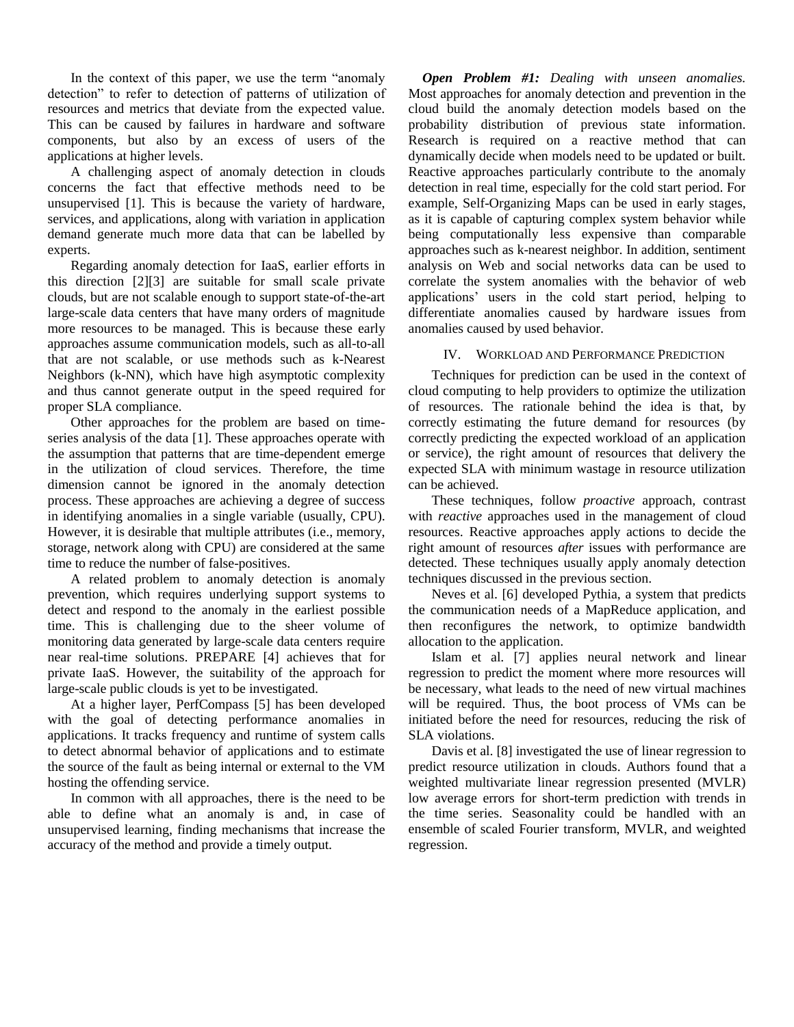In the context of this paper, we use the term "anomaly detection" to refer to detection of patterns of utilization of resources and metrics that deviate from the expected value. This can be caused by failures in hardware and software components, but also by an excess of users of the applications at higher levels.

A challenging aspect of anomaly detection in clouds concerns the fact that effective methods need to be unsupervised [1]. This is because the variety of hardware, services, and applications, along with variation in application demand generate much more data that can be labelled by experts.

Regarding anomaly detection for IaaS, earlier efforts in this direction [2][3] are suitable for small scale private clouds, but are not scalable enough to support state-of-the-art large-scale data centers that have many orders of magnitude more resources to be managed. This is because these early approaches assume communication models, such as all-to-all that are not scalable, or use methods such as k-Nearest Neighbors (k-NN), which have high asymptotic complexity and thus cannot generate output in the speed required for proper SLA compliance.

Other approaches for the problem are based on time-series analysis of the data [1]. These approaches operate with the assumption that patterns that are time-dependent emerge in the utilization of cloud services. Therefore, the time dimension cannot be ignored in the anomaly detection process. These approaches are achieving a degree of success in identifying anomalies in a single variable (usually, CPU). However, it is desirable that multiple attributes (i.e., memory, storage, network along with CPU) are considered at the same time to reduce the number of false-positives.

A related problem to anomaly detection is anomaly prevention, which requires underlying support systems to detect and respond to the anomaly in the earliest possible time. This is challenging due to the sheer volume of monitoring data generated by large-scale data centers require near real-time solutions. PREPARE [4] achieves that for private IaaS. However, the suitability of the approach for large-scale public clouds is yet to be investigated.

At a higher layer, PerfCompass [5] has been developed with the goal of detecting performance anomalies in applications. It tracks frequency and runtime of system calls to detect abnormal behavior of applications and to estimate the source of the fault as being internal or external to the VM hosting the offending service.

In common with all approaches, there is the need to be able to define what an anomaly is and, in case of unsupervised learning, finding mechanisms that increase the accuracy of the method and provide a timely output.

***Open Problem #1:*** *Dealing with unseen anomalies.* Most approaches for anomaly detection and prevention in the cloud build the anomaly detection models based on the probability distribution of previous state information. Research is required on a reactive method that can dynamically decide when models need to be updated or built. Reactive approaches particularly contribute to the anomaly detection in real time, especially for the cold start period. For example, Self-Organizing Maps can be used in early stages, as it is capable of capturing complex system behavior while being computationally less expensive than comparable approaches such as k-nearest neighbor. In addition, sentiment analysis on Web and social networks data can be used to correlate the system anomalies with the behavior of web applications' users in the cold start period, helping to differentiate anomalies caused by hardware issues from anomalies caused by used behavior.

## IV. Workload and Performance Prediction

Techniques for prediction can be used in the context of cloud computing to help providers to optimize the utilization of resources. The rationale behind the idea is that, by correctly estimating the future demand for resources (by correctly predicting the expected workload of an application or service), the right amount of resources that delivery the expected SLA with minimum wastage in resource utilization can be achieved.

These techniques, follow *proactive* approach, contrast with *reactive* approaches used in the management of cloud resources. Reactive approaches apply actions to decide the right amount of resources *after* issues with performance are detected. These techniques usually apply anomaly detection techniques discussed in the previous section.

Neves et al. [6] developed Pythia, a system that predicts the communication needs of a MapReduce application, and then reconfigures the network, to optimize bandwidth allocation to the application.

Islam et al. [7] applies neural network and linear regression to predict the moment where more resources will be necessary, what leads to the need of new virtual machines will be required. Thus, the boot process of VMs can be initiated before the need for resources, reducing the risk of SLA violations.

Davis et al. [8] investigated the use of linear regression to predict resource utilization in clouds. Authors found that a weighted multivariate linear regression presented (MVLR) low average errors for short-term prediction with trends in the time series. Seasonality could be handled with an ensemble of scaled Fourier transform, MVLR, and weighted regression.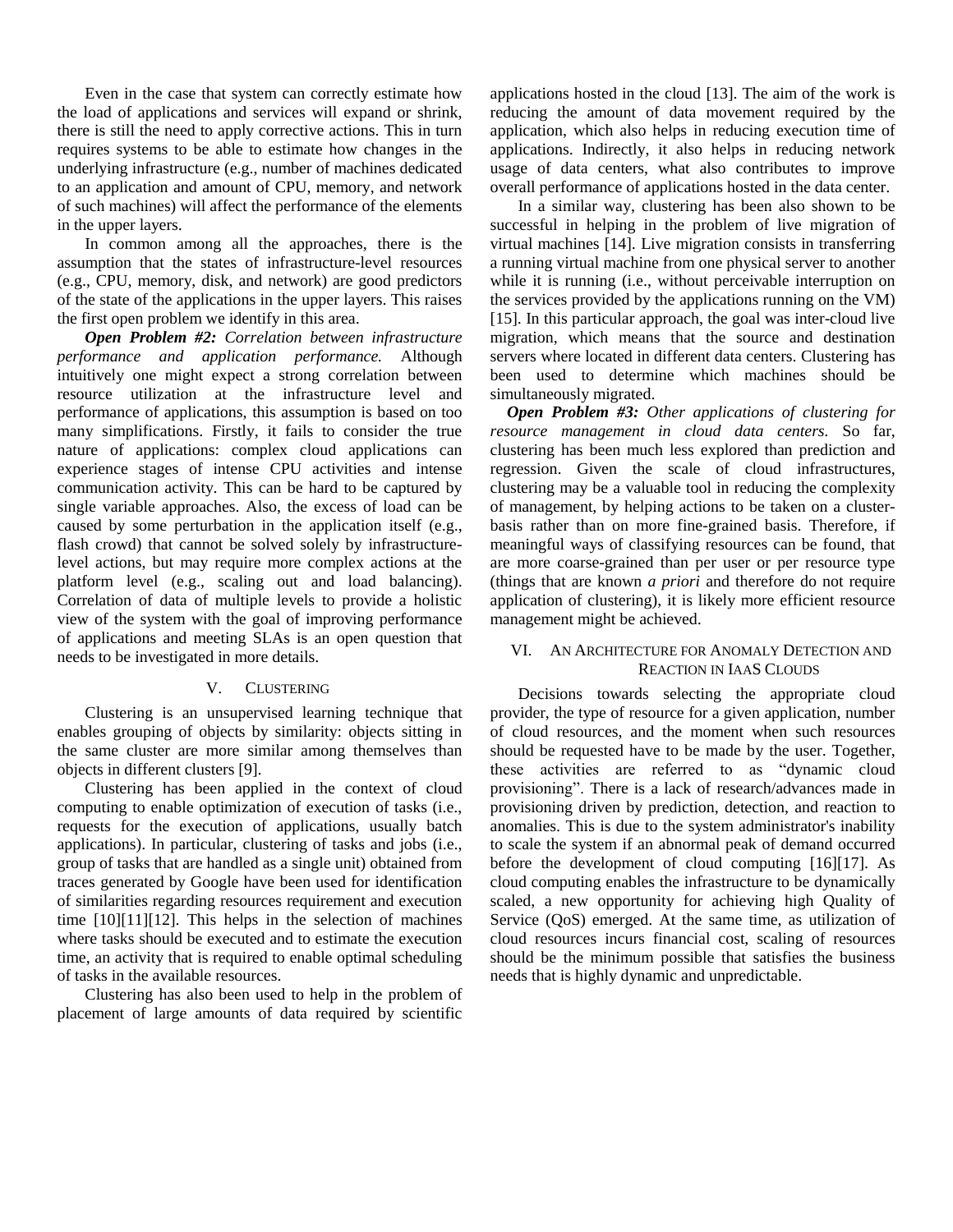Even in the case that system can correctly estimate how the load of applications and services will expand or shrink, there is still the need to apply corrective actions. This in turn requires systems to be able to estimate how changes in the underlying infrastructure (e.g., number of machines dedicated to an application and amount of CPU, memory, and network of such machines) will affect the performance of the elements in the upper layers.

In common among all the approaches, there is the assumption that the states of infrastructure-level resources (e.g., CPU, memory, disk, and network) are good predictors of the state of the applications in the upper layers. This raises the first open problem we identify in this area.

***Open Problem #2:*** *Correlation between infrastructure performance and application performance.* Although intuitively one might expect a strong correlation between resource utilization at the infrastructure level and performance of applications, this assumption is based on too many simplifications. Firstly, it fails to consider the true nature of applications: complex cloud applications can experience stages of intense CPU activities and intense communication activity. This can be hard to be captured by single variable approaches. Also, the excess of load can be caused by some perturbation in the application itself (e.g., flash crowd) that cannot be solved solely by infrastructure-level actions, but may require more complex actions at the platform level (e.g., scaling out and load balancing). Correlation of data of multiple levels to provide a holistic view of the system with the goal of improving performance of applications and meeting SLAs is an open question that needs to be investigated in more details.

## V. Clustering

Clustering is an unsupervised learning technique that enables grouping of objects by similarity: objects sitting in the same cluster are more similar among themselves than objects in different clusters [9].

Clustering has been applied in the context of cloud computing to enable optimization of execution of tasks (i.e., requests for the execution of applications, usually batch applications). In particular, clustering of tasks and jobs (i.e., group of tasks that are handled as a single unit) obtained from traces generated by Google have been used for identification of similarities regarding resources requirement and execution time [10][11][12]. This helps in the selection of machines where tasks should be executed and to estimate the execution time, an activity that is required to enable optimal scheduling of tasks in the available resources.

Clustering has also been used to help in the problem of placement of large amounts of data required by scientific applications hosted in the cloud [13]. The aim of the work is reducing the amount of data movement required by the application, which also helps in reducing execution time of applications. Indirectly, it also helps in reducing network usage of data centers, what also contributes to improve overall performance of applications hosted in the data center.

In a similar way, clustering has been also shown to be successful in helping in the problem of live migration of virtual machines [14]. Live migration consists in transferring a running virtual machine from one physical server to another while it is running (i.e., without perceivable interruption on the services provided by the applications running on the VM) [15]. In this particular approach, the goal was inter-cloud live migration, which means that the source and destination servers where located in different data centers. Clustering has been used to determine which machines should be simultaneously migrated.

***Open Problem #3:*** *Other applications of clustering for resource management in cloud data centers.* So far, clustering has been much less explored than prediction and regression. Given the scale of cloud infrastructures, clustering may be a valuable tool in reducing the complexity of management, by helping actions to be taken on a cluster-basis rather than on more fine-grained basis. Therefore, if meaningful ways of classifying resources can be found, that are more coarse-grained than per user or per resource type (things that are known *a priori* and therefore do not require application of clustering), it is likely more efficient resource management might be achieved.

## VI. An Architecture for Anomaly Detection and Reaction in IaaS Clouds

Decisions towards selecting the appropriate cloud provider, the type of resource for a given application, number of cloud resources, and the moment when such resources should be requested have to be made by the user. Together, these activities are referred to as "dynamic cloud provisioning". There is a lack of research/advances made in provisioning driven by prediction, detection, and reaction to anomalies. This is due to the system administrator's inability to scale the system if an abnormal peak of demand occurred before the development of cloud computing [16][17]. As cloud computing enables the infrastructure to be dynamically scaled, a new opportunity for achieving high Quality of Service (QoS) emerged. At the same time, as utilization of cloud resources incurs financial cost, scaling of resources should be the minimum possible that satisfies the business needs that is highly dynamic and unpredictable.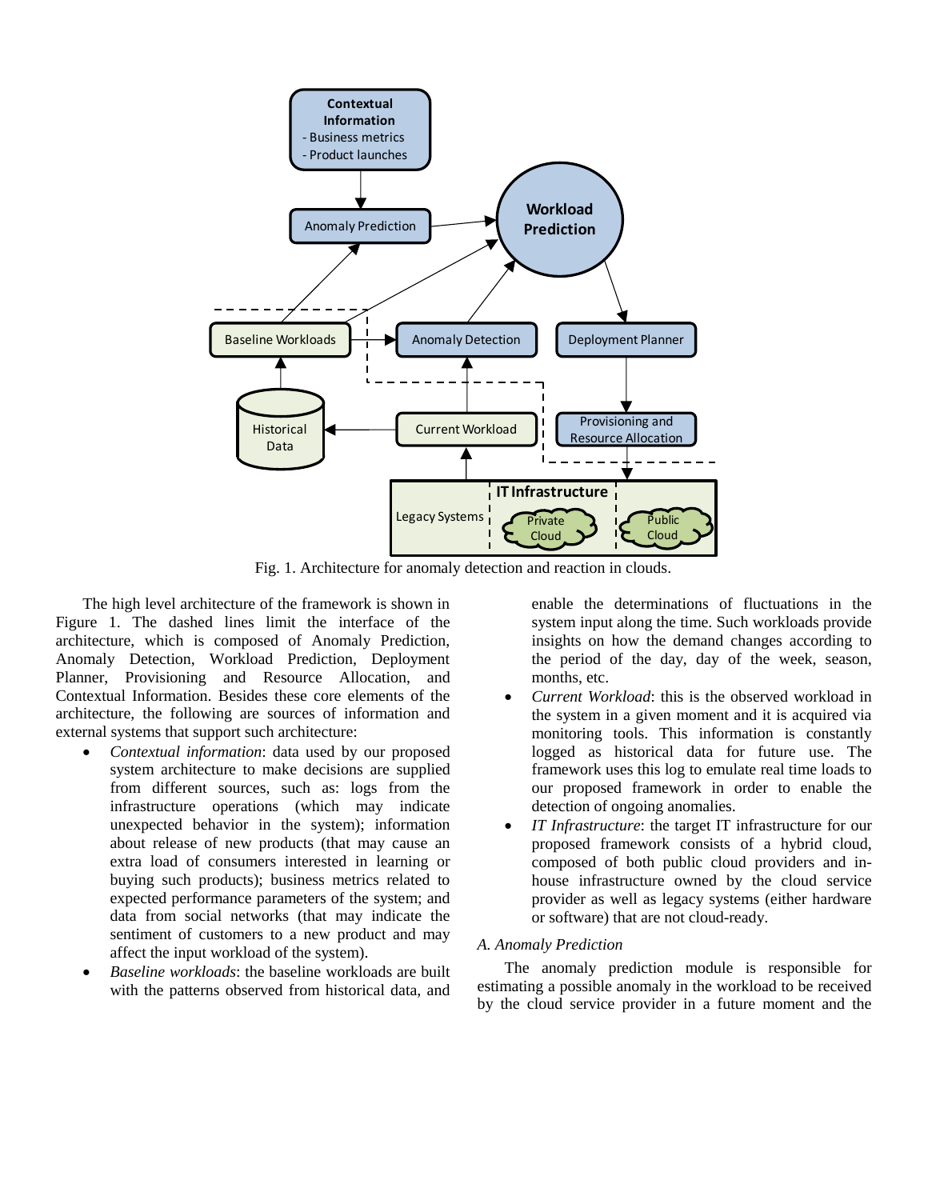Fig. 1. Architecture for anomaly detection and reaction in clouds.

The high level architecture of the framework is shown in Figure 1. The dashed lines limit the interface of the architecture, which is composed of Anomaly Prediction, Anomaly Detection, Workload Prediction, Deployment Planner, Provisioning and Resource Allocation, and Contextual Information. Besides these core elements of the architecture, the following are sources of information and external systems that support such architecture:

- *Contextual information*: data used by our proposed system architecture to make decisions are supplied from different sources, such as: logs from the infrastructure operations (which may indicate unexpected behavior in the system); information about release of new products (that may cause an extra load of consumers interested in learning or buying such products); business metrics related to expected performance parameters of the system; and data from social networks (that may indicate the sentiment of customers to a new product and may affect the input workload of the system).
- *Baseline workloads*: the baseline workloads are built with the patterns observed from historical data, and enable the determinations of fluctuations in the system input along the time. Such workloads provide insights on how the demand changes according to the period of the day, day of the week, season, months, etc.
- *Current Workload*: this is the observed workload in the system in a given moment and it is acquired via monitoring tools. This information is constantly logged as historical data for future use. The framework uses this log to emulate real time loads to our proposed framework in order to enable the detection of ongoing anomalies.
- *IT Infrastructure*: the target IT infrastructure for our proposed framework consists of a hybrid cloud, composed of both public cloud providers and in-house infrastructure owned by the cloud service provider as well as legacy systems (either hardware or software) that are not cloud-ready.

### *A. Anomaly Prediction*

The anomaly prediction module is responsible for estimating a possible anomaly in the workload to be received by the cloud service provider in a future moment and the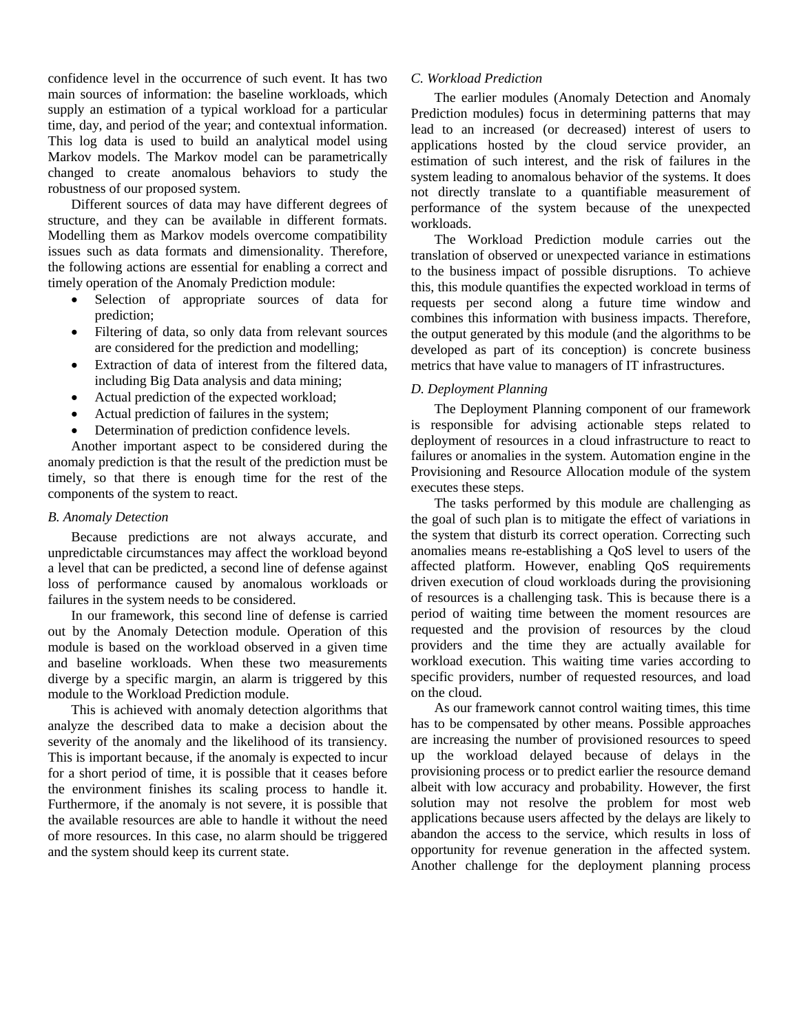confidence level in the occurrence of such event. It has two main sources of information: the baseline workloads, which supply an estimation of a typical workload for a particular time, day, and period of the year; and contextual information. This log data is used to build an analytical model using Markov models. The Markov model can be parametrically changed to create anomalous behaviors to study the robustness of our proposed system.

Different sources of data may have different degrees of structure, and they can be available in different formats. Modelling them as Markov models overcome compatibility issues such as data formats and dimensionality. Therefore, the following actions are essential for enabling a correct and timely operation of the Anomaly Prediction module:

- Selection of appropriate sources of data for prediction;
- Filtering of data, so only data from relevant sources are considered for the prediction and modelling;
- Extraction of data of interest from the filtered data, including Big Data analysis and data mining;
- Actual prediction of the expected workload;
- Actual prediction of failures in the system;
- Determination of prediction confidence levels.

Another important aspect to be considered during the anomaly prediction is that the result of the prediction must be timely, so that there is enough time for the rest of the components of the system to react.

### *B. Anomaly Detection*

Because predictions are not always accurate, and unpredictable circumstances may affect the workload beyond a level that can be predicted, a second line of defense against loss of performance caused by anomalous workloads or failures in the system needs to be considered.

In our framework, this second line of defense is carried out by the Anomaly Detection module. Operation of this module is based on the workload observed in a given time and baseline workloads. When these two measurements diverge by a specific margin, an alarm is triggered by this module to the Workload Prediction module.

This is achieved with anomaly detection algorithms that analyze the described data to make a decision about the severity of the anomaly and the likelihood of its transiency. This is important because, if the anomaly is expected to incur for a short period of time, it is possible that it ceases before the environment finishes its scaling process to handle it. Furthermore, if the anomaly is not severe, it is possible that the available resources are able to handle it without the need of more resources. In this case, no alarm should be triggered and the system should keep its current state.

### *C. Workload Prediction*

The earlier modules (Anomaly Detection and Anomaly Prediction modules) focus in determining patterns that may lead to an increased (or decreased) interest of users to applications hosted by the cloud service provider, an estimation of such interest, and the risk of failures in the system leading to anomalous behavior of the systems. It does not directly translate to a quantifiable measurement of performance of the system because of the unexpected workloads.

The Workload Prediction module carries out the translation of observed or unexpected variance in estimations to the business impact of possible disruptions. To achieve this, this module quantifies the expected workload in terms of requests per second along a future time window and combines this information with business impacts. Therefore, the output generated by this module (and the algorithms to be developed as part of its conception) is concrete business metrics that have value to managers of IT infrastructures.

### *D. Deployment Planning*

The Deployment Planning component of our framework is responsible for advising actionable steps related to deployment of resources in a cloud infrastructure to react to failures or anomalies in the system. Automation engine in the Provisioning and Resource Allocation module of the system executes these steps.

The tasks performed by this module are challenging as the goal of such plan is to mitigate the effect of variations in the system that disturb its correct operation. Correcting such anomalies means re-establishing a QoS level to users of the affected platform. However, enabling QoS requirements driven execution of cloud workloads during the provisioning of resources is a challenging task. This is because there is a period of waiting time between the moment resources are requested and the provision of resources by the cloud providers and the time they are actually available for workload execution. This waiting time varies according to specific providers, number of requested resources, and load on the cloud.

As our framework cannot control waiting times, this time has to be compensated by other means. Possible approaches are increasing the number of provisioned resources to speed up the workload delayed because of delays in the provisioning process or to predict earlier the resource demand albeit with low accuracy and probability. However, the first solution may not resolve the problem for most web applications because users affected by the delays are likely to abandon the access to the service, which results in loss of opportunity for revenue generation in the affected system. Another challenge for the deployment planning process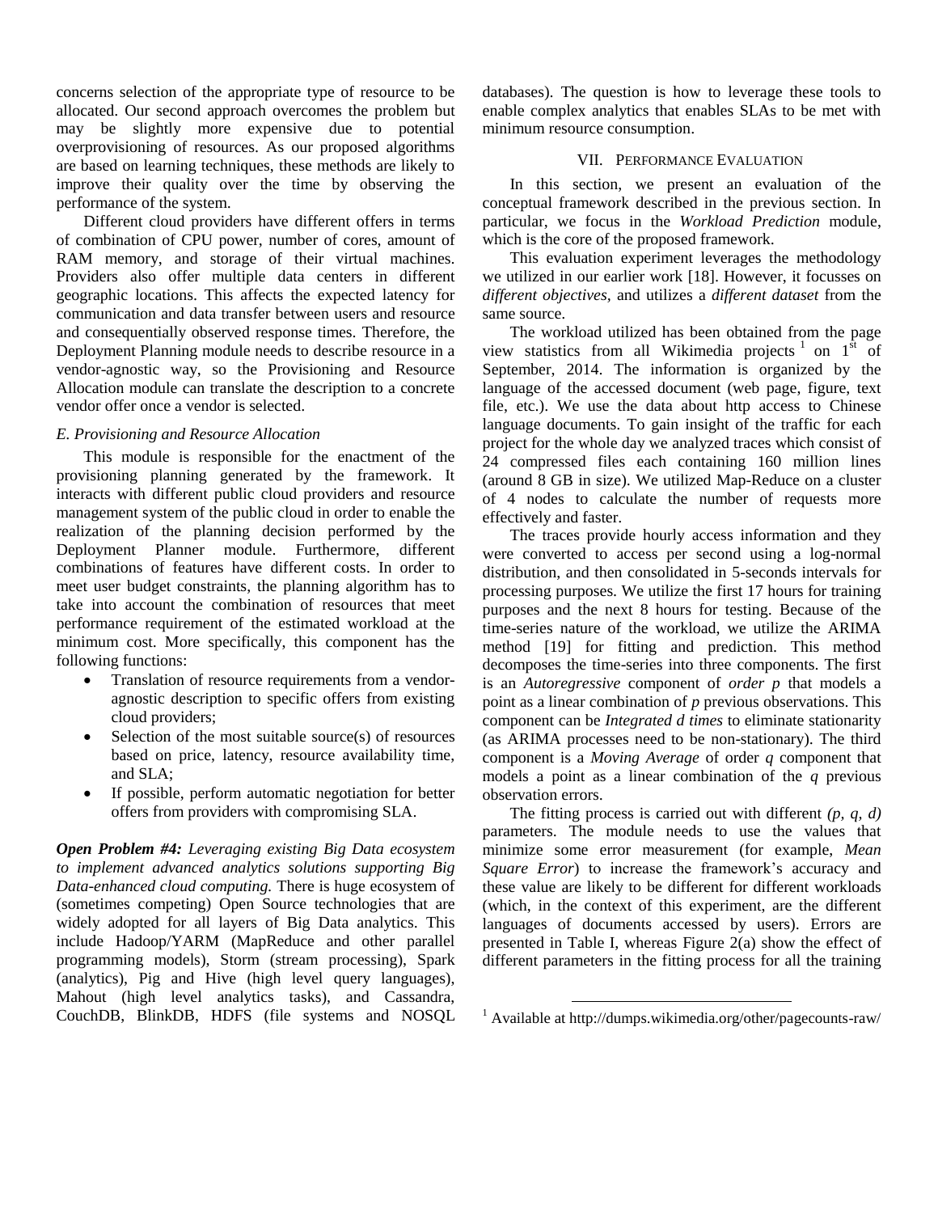concerns selection of the appropriate type of resource to be allocated. Our second approach overcomes the problem but may be slightly more expensive due to potential overprovisioning of resources. As our proposed algorithms are based on learning techniques, these methods are likely to improve their quality over the time by observing the performance of the system.

Different cloud providers have different offers in terms of combination of CPU power, number of cores, amount of RAM memory, and storage of their virtual machines. Providers also offer multiple data centers in different geographic locations. This affects the expected latency for communication and data transfer between users and resource and consequentially observed response times. Therefore, the Deployment Planning module needs to describe resource in a vendor-agnostic way, so the Provisioning and Resource Allocation module can translate the description to a concrete vendor offer once a vendor is selected.

### *E. Provisioning and Resource Allocation*

This module is responsible for the enactment of the provisioning planning generated by the framework. It interacts with different public cloud providers and resource management system of the public cloud in order to enable the realization of the planning decision performed by the Deployment Planner module. Furthermore, different combinations of features have different costs. In order to meet user budget constraints, the planning algorithm has to take into account the combination of resources that meet performance requirement of the estimated workload at the minimum cost. More specifically, this component has the following functions:

- Translation of resource requirements from a vendor-agnostic description to specific offers from existing cloud providers;
- Selection of the most suitable source(s) of resources based on price, latency, resource availability time, and SLA;
- If possible, perform automatic negotiation for better offers from providers with compromising SLA.

***Open Problem #4:*** ***Leveraging existing Big Data ecosystem to implement advanced analytics solutions supporting Big Data-enhanced cloud computing.*** There is huge ecosystem of (sometimes competing) Open Source technologies that are widely adopted for all layers of Big Data analytics. This include Hadoop/YARM (MapReduce and other parallel programming models), Storm (stream processing), Spark (analytics), Pig and Hive (high level query languages), Mahout (high level analytics tasks), and Cassandra, CouchDB, BlinkDB, HDFS (file systems and NOSQL databases). The question is how to leverage these tools to enable complex analytics that enables SLAs to be met with minimum resource consumption.

## VII. PERFORMANCE EVALUATION

In this section, we present an evaluation of the conceptual framework described in the previous section. In particular, we focus in the *Workload Prediction* module, which is the core of the proposed framework.

This evaluation experiment leverages the methodology we utilized in our earlier work [18]. However, it focusses on *different objectives*, and utilizes a *different dataset* from the same source.

The workload utilized has been obtained from the page view statistics from all Wikimedia projects [1] on 1st of September, 2014. The information is organized by the language of the accessed document (web page, figure, text file, etc.). We use the data about http access to Chinese language documents. To gain insight of the traffic for each project for the whole day we analyzed traces which consist of 24 compressed files each containing 160 million lines (around 8 GB in size). We utilized Map-Reduce on a cluster of 4 nodes to calculate the number of requests more effectively and faster.

The traces provide hourly access information and they were converted to access per second using a log-normal distribution, and then consolidated in 5-seconds intervals for processing purposes. We utilize the first 17 hours for training purposes and the next 8 hours for testing. Because of the time-series nature of the workload, we utilize the ARIMA method [19] for fitting and prediction. This method decomposes the time-series into three components. The first is an *Autoregressive* component of *order p* that models a point as a linear combination of *p* previous observations. This component can be *Integrated d times* to eliminate stationarity (as ARIMA processes need to be non-stationary). The third component is a *Moving Average* of order *q* component that models a point as a linear combination of the *q* previous observation errors.

The fitting process is carried out with different *(p, q, d)* parameters. The module needs to use the values that minimize some error measurement (for example, *Mean Square Error*) to increase the framework's accuracy and these value are likely to be different for different workloads (which, in the context of this experiment, are the different languages of documents accessed by users). Errors are presented in Table I, whereas Figure 2(a) show the effect of different parameters in the fitting process for all the training

[1] Available at http://dumps.wikimedia.org/other/pagecounts-raw/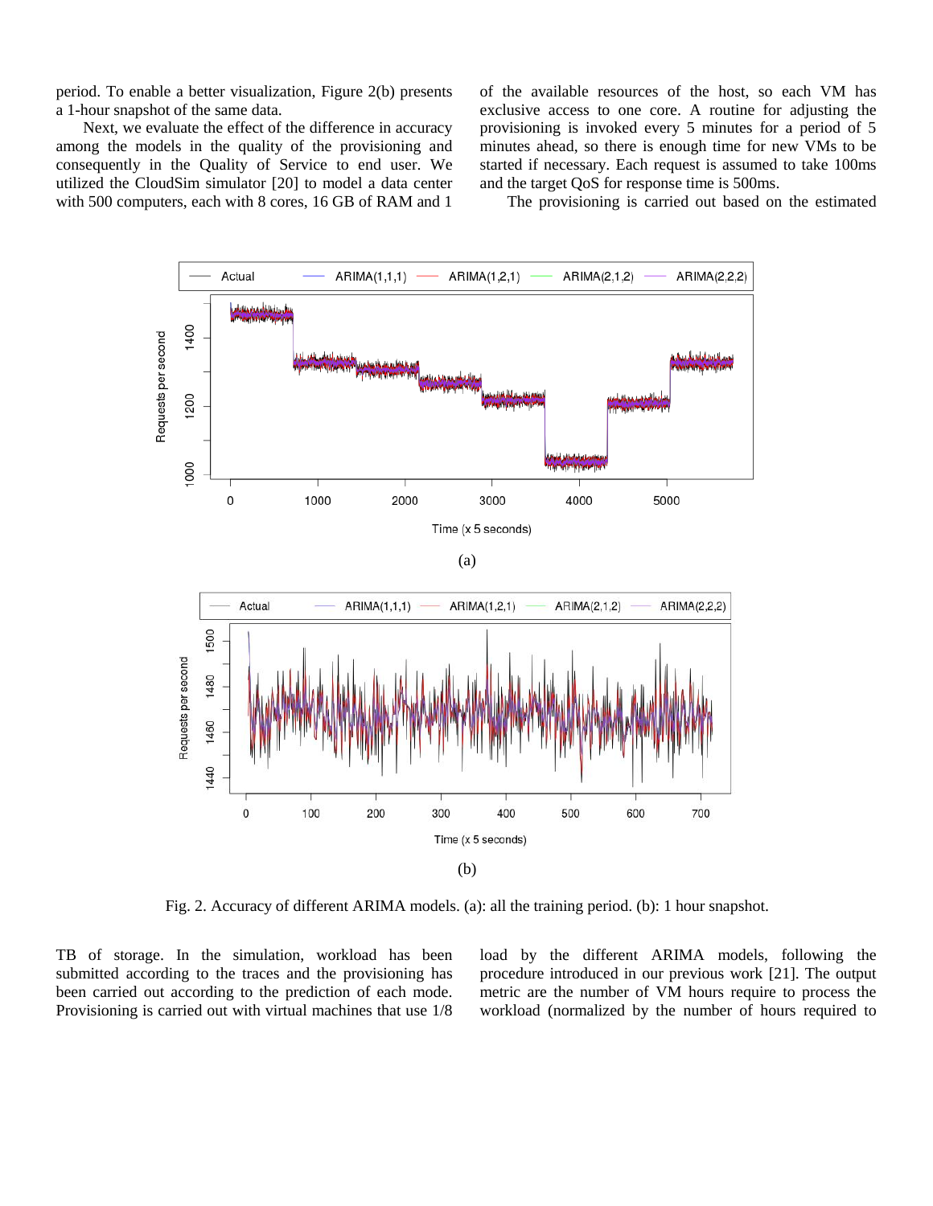period. To enable a better visualization, Figure 2(b) presents a 1-hour snapshot of the same data.

Next, we evaluate the effect of the difference in accuracy among the models in the quality of the provisioning and consequently in the Quality of Service to end user. We utilized the CloudSim simulator [20] to model a data center with 500 computers, each with 8 cores, 16 GB of RAM and 1 TB of storage. In the simulation, workload has been submitted according to the traces and the provisioning has been carried out according to the prediction of each mode. Provisioning is carried out with virtual machines that use 1/8 of the available resources of the host, so each VM has exclusive access to one core. A routine for adjusting the provisioning is invoked every 5 minutes for a period of 5 minutes ahead, so there is enough time for new VMs to be started if necessary. Each request is assumed to take 100ms and the target QoS for response time is 500ms.

The provisioning is carried out based on the estimated load by the different ARIMA models, following the procedure introduced in our previous work [21]. The output metric are the number of VM hours require to process the workload (normalized by the number of hours required to

Fig. 2. Accuracy of different ARIMA models. (a): all the training period. (b): 1 hour snapshot.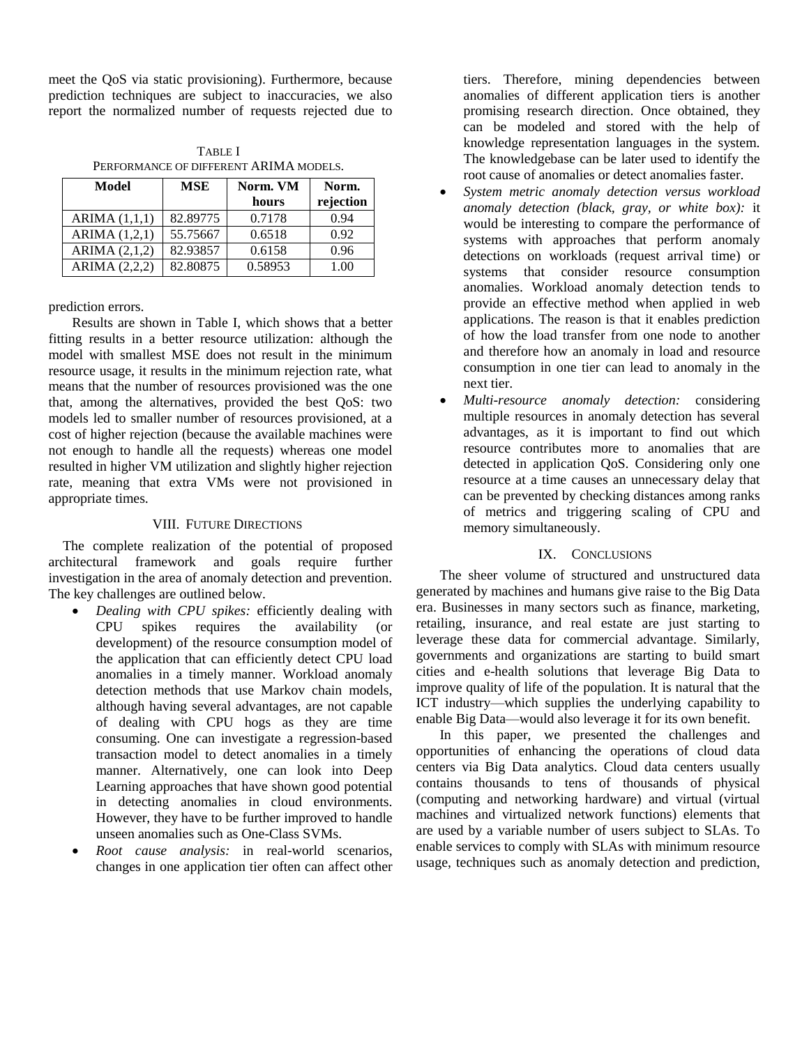meet the QoS via static provisioning). Furthermore, because prediction techniques are subject to inaccuracies, we also report the normalized number of requests rejected due to prediction errors.

TABLE I
PERFORMANCE OF DIFFERENT ARIMA MODELS.

| Model | MSE | Norm. VM hours | Norm. rejection |
|---|---|---|---|
| ARIMA (1,1,1) | 82.89775 | 0.7178 | 0.94 |
| ARIMA (1,2,1) | 55.75667 | 0.6518 | 0.92 |
| ARIMA (2,1,2) | 82.93857 | 0.6158 | 0.96 |
| ARIMA (2,2,2) | 82.80875 | 0.58953 | 1.00 |

Results are shown in Table I, which shows that a better fitting results in a better resource utilization: although the model with smallest MSE does not result in the minimum resource usage, it results in the minimum rejection rate, what means that the number of resources provisioned was the one that, among the alternatives, provided the best QoS: two models led to smaller number of resources provisioned, at a cost of higher rejection (because the available machines were not enough to handle all the requests) whereas one model resulted in higher VM utilization and slightly higher rejection rate, meaning that extra VMs were not provisioned in appropriate times.

## VIII. FUTURE DIRECTIONS

The complete realization of the potential of proposed architectural framework and goals require further investigation in the area of anomaly detection and prevention. The key challenges are outlined below.

- *Dealing with CPU spikes:* efficiently dealing with CPU spikes requires the availability (or development) of the resource consumption model of the application that can efficiently detect CPU load anomalies in a timely manner. Workload anomaly detection methods that use Markov chain models, although having several advantages, are not capable of dealing with CPU hogs as they are time consuming. One can investigate a regression-based transaction model to detect anomalies in a timely manner. Alternatively, one can look into Deep Learning approaches that have shown good potential in detecting anomalies in cloud environments. However, they have to be further improved to handle unseen anomalies such as One-Class SVMs.
- *Root cause analysis:* in real-world scenarios, changes in one application tier often can affect other tiers. Therefore, mining dependencies between anomalies of different application tiers is another promising research direction. Once obtained, they can be modeled and stored with the help of knowledge representation languages in the system. The knowledgebase can be later used to identify the root cause of anomalies or detect anomalies faster.
- *System metric anomaly detection versus workload anomaly detection (black, gray, or white box):* it would be interesting to compare the performance of systems with approaches that perform anomaly detections on workloads (request arrival time) or systems that consider resource consumption anomalies. Workload anomaly detection tends to provide an effective method when applied in web applications. The reason is that it enables prediction of how the load transfer from one node to another and therefore how an anomaly in load and resource consumption in one tier can lead to anomaly in the next tier.
- *Multi-resource anomaly detection:* considering multiple resources in anomaly detection has several advantages, as it is important to find out which resource contributes more to anomalies that are detected in application QoS. Considering only one resource at a time causes an unnecessary delay that can be prevented by checking distances among ranks of metrics and triggering scaling of CPU and memory simultaneously.

## IX. CONCLUSIONS

The sheer volume of structured and unstructured data generated by machines and humans give raise to the Big Data era. Businesses in many sectors such as finance, marketing, retailing, insurance, and real estate are just starting to leverage these data for commercial advantage. Similarly, governments and organizations are starting to build smart cities and e-health solutions that leverage Big Data to improve quality of life of the population. It is natural that the ICT industry—which supplies the underlying capability to enable Big Data—would also leverage it for its own benefit.

In this paper, we presented the challenges and opportunities of enhancing the operations of cloud data centers via Big Data analytics. Cloud data centers usually contains thousands to tens of thousands of physical (computing and networking hardware) and virtual (virtual machines and virtualized network functions) elements that are used by a variable number of users subject to SLAs. To enable services to comply with SLAs with minimum resource usage, techniques such as anomaly detection and prediction,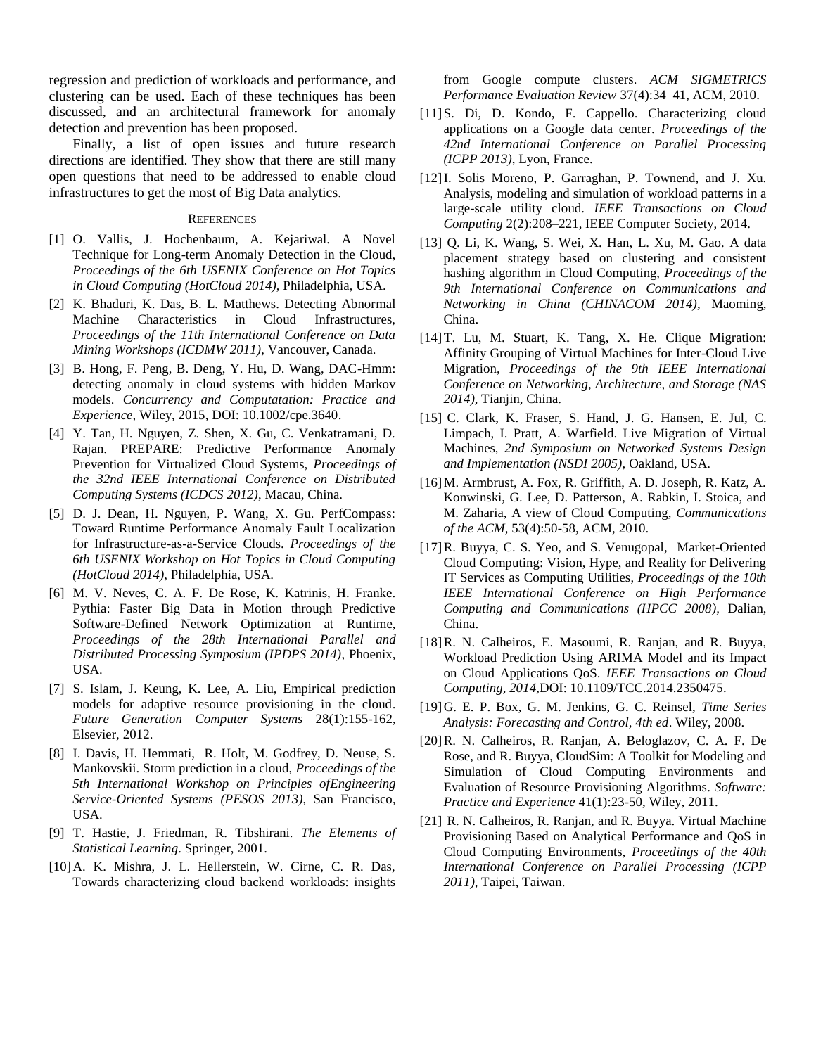regression and prediction of workloads and performance, and clustering can be used. Each of these techniques has been discussed, and an architectural framework for anomaly detection and prevention has been proposed.

Finally, a list of open issues and future research directions are identified. They show that there are still many open questions that need to be addressed to enable cloud infrastructures to get the most of Big Data analytics.

## REFERENCES

[1] O. Vallis, J. Hochenbaum, A. Kejariwal. A Novel Technique for Long-term Anomaly Detection in the Cloud, *Proceedings of the 6th USENIX Conference on Hot Topics in Cloud Computing (HotCloud 2014)*, Philadelphia, USA.

[2] K. Bhaduri, K. Das, B. L. Matthews. Detecting Abnormal Machine Characteristics in Cloud Infrastructures, *Proceedings of the 11th International Conference on Data Mining Workshops (ICDMW 2011)*, Vancouver, Canada.

[3] B. Hong, F. Peng, B. Deng, Y. Hu, D. Wang, DAC-Hmm: detecting anomaly in cloud systems with hidden Markov models. *Concurrency and Computatation: Practice and Experience,* Wiley, 2015, DOI: 10.1002/cpe.3640.

[4] Y. Tan, H. Nguyen, Z. Shen, X. Gu, C. Venkatramani, D. Rajan. PREPARE: Predictive Performance Anomaly Prevention for Virtualized Cloud Systems, *Proceedings of the 32nd IEEE International Conference on Distributed Computing Systems (ICDCS 2012)*, Macau, China.

[5] D. J. Dean, H. Nguyen, P. Wang, X. Gu. PerfCompass: Toward Runtime Performance Anomaly Fault Localization for Infrastructure-as-a-Service Clouds. *Proceedings of the 6th USENIX Workshop on Hot Topics in Cloud Computing (HotCloud 2014)*, Philadelphia, USA.

[6] M. V. Neves, C. A. F. De Rose, K. Katrinis, H. Franke. Pythia: Faster Big Data in Motion through Predictive Software-Defined Network Optimization at Runtime, *Proceedings of the 28th International Parallel and Distributed Processing Symposium (IPDPS 2014)*, Phoenix, USA.

[7] S. Islam, J. Keung, K. Lee, A. Liu, Empirical prediction models for adaptive resource provisioning in the cloud. *Future Generation Computer Systems* 28(1):155-162, Elsevier, 2012.

[8] I. Davis, H. Hemmati, R. Holt, M. Godfrey, D. Neuse, S. Mankovskii. Storm prediction in a cloud, *Proceedings of the 5th International Workshop on Principles ofEngineering Service-Oriented Systems (PESOS 2013)*, San Francisco, USA.

[9] T. Hastie, J. Friedman, R. Tibshirani. *The Elements of Statistical Learning*. Springer, 2001.

[10] A. K. Mishra, J. L. Hellerstein, W. Cirne, C. R. Das, Towards characterizing cloud backend workloads: insights from Google compute clusters. *ACM SIGMETRICS Performance Evaluation Review* 37(4):34–41, ACM, 2010.

[11] S. Di, D. Kondo, F. Cappello. Characterizing cloud applications on a Google data center. *Proceedings of the 42nd International Conference on Parallel Processing (ICPP 2013)*, Lyon, France.

[12] I. Solis Moreno, P. Garraghan, P. Townend, and J. Xu. Analysis, modeling and simulation of workload patterns in a large-scale utility cloud. *IEEE Transactions on Cloud Computing* 2(2):208–221, IEEE Computer Society, 2014.

[13] Q. Li, K. Wang, S. Wei, X. Han, L. Xu, M. Gao. A data placement strategy based on clustering and consistent hashing algorithm in Cloud Computing, *Proceedings of the 9th International Conference on Communications and Networking in China (CHINACOM 2014)*, Maoming, China.

[14] T. Lu, M. Stuart, K. Tang, X. He. Clique Migration: Affinity Grouping of Virtual Machines for Inter-Cloud Live Migration, *Proceedings of the 9th IEEE International Conference on Networking, Architecture, and Storage (NAS 2014)*, Tianjin, China.

[15] C. Clark, K. Fraser, S. Hand, J. G. Hansen, E. Jul, C. Limpach, I. Pratt, A. Warfield. Live Migration of Virtual Machines, *2nd Symposium on Networked Systems Design and Implementation (NSDI 2005),* Oakland, USA.

[16] M. Armbrust, A. Fox, R. Griffith, A. D. Joseph, R. Katz, A. Konwinski, G. Lee, D. Patterson, A. Rabkin, I. Stoica, and M. Zaharia, A view of Cloud Computing, *Communications of the ACM*, 53(4):50-58, ACM, 2010.

[17] R. Buyya, C. S. Yeo, and S. Venugopal, Market-Oriented Cloud Computing: Vision, Hype, and Reality for Delivering IT Services as Computing Utilities, *Proceedings of the 10th IEEE International Conference on High Performance Computing and Communications (HPCC 2008)*, Dalian, China.

[18] R. N. Calheiros, E. Masoumi, R. Ranjan, and R. Buyya, Workload Prediction Using ARIMA Model and its Impact on Cloud Applications QoS. *IEEE Transactions on Cloud Computing, 2014,*DOI: 10.1109/TCC.2014.2350475.

[19] G. E. P. Box, G. M. Jenkins, G. C. Reinsel, *Time Series Analysis: Forecasting and Control, 4th ed*. Wiley, 2008.

[20] R. N. Calheiros, R. Ranjan, A. Beloglazov, C. A. F. De Rose, and R. Buyya, CloudSim: A Toolkit for Modeling and Simulation of Cloud Computing Environments and Evaluation of Resource Provisioning Algorithms. *Software: Practice and Experience* 41(1):23-50, Wiley, 2011.

[21] R. N. Calheiros, R. Ranjan, and R. Buyya. Virtual Machine Provisioning Based on Analytical Performance and QoS in Cloud Computing Environments, *Proceedings of the 40th International Conference on Parallel Processing (ICPP 2011)*, Taipei, Taiwan.